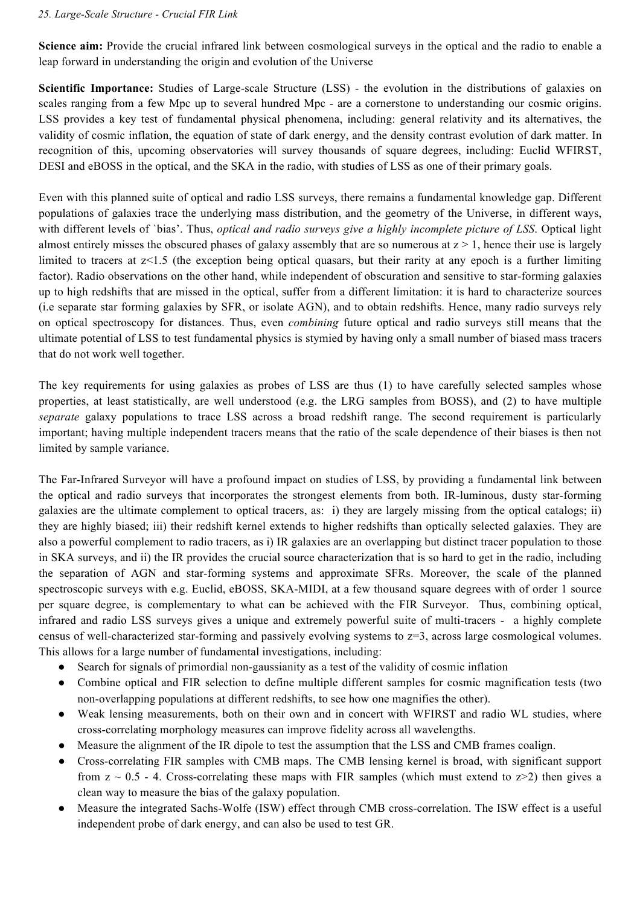*25. Large-Scale Structure - Crucial FIR Link*

**Science aim:** Provide the crucial infrared link between cosmological surveys in the optical and the radio to enable a leap forward in understanding the origin and evolution of the Universe

**Scientific Importance:** Studies of Large-scale Structure (LSS) - the evolution in the distributions of galaxies on scales ranging from a few Mpc up to several hundred Mpc - are a cornerstone to understanding our cosmic origins. LSS provides a key test of fundamental physical phenomena, including: general relativity and its alternatives, the validity of cosmic inflation, the equation of state of dark energy, and the density contrast evolution of dark matter. In recognition of this, upcoming observatories will survey thousands of square degrees, including: Euclid WFIRST, DESI and eBOSS in the optical, and the SKA in the radio, with studies of LSS as one of their primary goals.

Even with this planned suite of optical and radio LSS surveys, there remains a fundamental knowledge gap. Different populations of galaxies trace the underlying mass distribution, and the geometry of the Universe, in different ways, with different levels of `bias'. Thus, *optical and radio surveys give a highly incomplete picture of LSS*. Optical light almost entirely misses the obscured phases of galaxy assembly that are so numerous at $z > 1$, hence their use is largely limited to tracers at $z<1.5$ (the exception being optical quasars, but their rarity at any epoch is a further limiting factor). Radio observations on the other hand, while independent of obscuration and sensitive to star-forming galaxies up to high redshifts that are missed in the optical, suffer from a different limitation: it is hard to characterize sources (i.e separate star forming galaxies by SFR, or isolate AGN), and to obtain redshifts. Hence, many radio surveys rely on optical spectroscopy for distances. Thus, even *combining* future optical and radio surveys still means that the ultimate potential of LSS to test fundamental physics is stymied by having only a small number of biased mass tracers that do not work well together.

The key requirements for using galaxies as probes of LSS are thus (1) to have carefully selected samples whose properties, at least statistically, are well understood (e.g. the LRG samples from BOSS), and (2) to have multiple *separate* galaxy populations to trace LSS across a broad redshift range. The second requirement is particularly important; having multiple independent tracers means that the ratio of the scale dependence of their biases is then not limited by sample variance.

The Far-Infrared Surveyor will have a profound impact on studies of LSS, by providing a fundamental link between the optical and radio surveys that incorporates the strongest elements from both. IR-luminous, dusty star-forming galaxies are the ultimate complement to optical tracers, as: i) they are largely missing from the optical catalogs; ii) they are highly biased; iii) their redshift kernel extends to higher redshifts than optically selected galaxies. They are also a powerful complement to radio tracers, as i) IR galaxies are an overlapping but distinct tracer population to those in SKA surveys, and ii) the IR provides the crucial source characterization that is so hard to get in the radio, including the separation of AGN and star-forming systems and approximate SFRs. Moreover, the scale of the planned spectroscopic surveys with e.g. Euclid, eBOSS, SKA-MIDI, at a few thousand square degrees with of order 1 source per square degree, is complementary to what can be achieved with the FIR Surveyor. Thus, combining optical, infrared and radio LSS surveys gives a unique and extremely powerful suite of multi-tracers - a highly complete census of well-characterized star-forming and passively evolving systems to $z=3$, across large cosmological volumes. This allows for a large number of fundamental investigations, including:

- Search for signals of primordial non-gaussianity as a test of the validity of cosmic inflation
- Combine optical and FIR selection to define multiple different samples for cosmic magnification tests (two non-overlapping populations at different redshifts, to see how one magnifies the other).
- Weak lensing measurements, both on their own and in concert with WFIRST and radio WL studies, where cross-correlating morphology measures can improve fidelity across all wavelengths.
- Measure the alignment of the IR dipole to test the assumption that the LSS and CMB frames coalign.
- Cross-correlating FIR samples with CMB maps. The CMB lensing kernel is broad, with significant support from $z \sim 0.5$ - 4. Cross-correlating these maps with FIR samples (which must extend to $z>2$) then gives a clean way to measure the bias of the galaxy population.
- Measure the integrated Sachs-Wolfe (ISW) effect through CMB cross-correlation. The ISW effect is a useful independent probe of dark energy, and can also be used to test GR.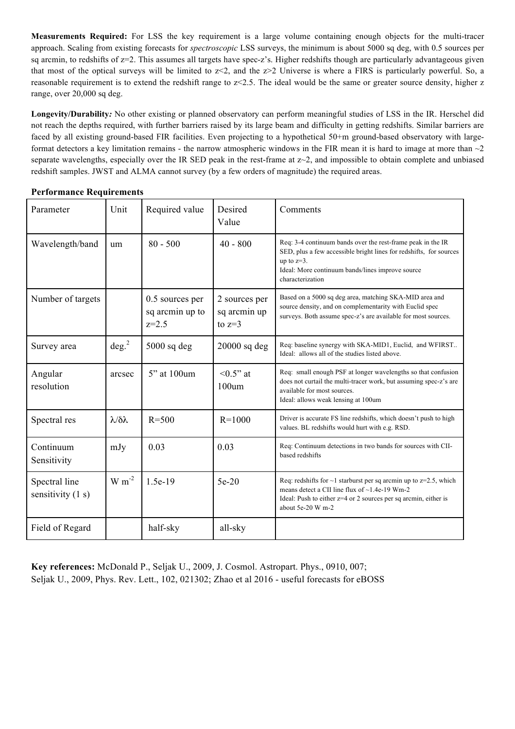**Measurements Required:** For LSS the key requirement is a large volume containing enough objects for the multi-tracer approach. Scaling from existing forecasts for *spectroscopic* LSS surveys, the minimum is about 5000 sq deg, with 0.5 sources per sq arcmin, to redshifts of z=2. This assumes all targets have spec-z's. Higher redshifts though are particularly advantageous given that most of the optical surveys will be limited to z<2, and the z>2 Universe is where a FIRS is particularly powerful. So, a reasonable requirement is to extend the redshift range to z<2.5. The ideal would be the same or greater source density, higher z range, over 20,000 sq deg.

**Longevity/Durability*:*** No other existing or planned observatory can perform meaningful studies of LSS in the IR. Herschel did not reach the depths required, with further barriers raised by its large beam and difficulty in getting redshifts. Similar barriers are faced by all existing ground-based FIR facilities. Even projecting to a hypothetical 50+m ground-based observatory with large-format detectors a key limitation remains - the narrow atmospheric windows in the FIR mean it is hard to image at more than ~2 separate wavelengths, especially over the IR SED peak in the rest-frame at z~2, and impossible to obtain complete and unbiased redshift samples. JWST and ALMA cannot survey (by a few orders of magnitude) the required areas.

**Performance Requirements**

| Parameter | Unit | Required value | Desired Value | Comments |
|---|---|---|---|---|
| Wavelength/band | um | 80 - 500 | 40 - 800 | Req: 3-4 continuum bands over the rest-frame peak in the IR SED, plus a few accessible bright lines for redshifts, for sources up to z=3.<br>Ideal: More continuum bands/lines improve source characterization |
| Number of targets | | 0.5 sources per sq arcmin up to z=2.5 | 2 sources per sq arcmin up to z=3 | Based on a 5000 sq deg area, matching SKA-MID area and source density, and on complementarity with Euclid spec surveys. Both assume spec-z's are available for most sources. |
| Survey area | $deg.^2$ | 5000 sq deg | 20000 sq deg | Req: baseline synergy with SKA-MID1, Euclid, and WFIRST..<br>Ideal: allows all of the studies listed above. |
| Angular resolution | arcsec | 5" at 100um | <0.5" at 100um | Req: small enough PSF at longer wavelengths so that confusion does not curtail the multi-tracer work, but assuming spec-z's are available for most sources.<br>Ideal: allows weak lensing at 100um |
| Spectral res | $\lambda/\delta\lambda$ | R=500 | R=1000 | Driver is accurate FS line redshifts, which doesn't push to high values. BL redshifts would hurt with e.g. RSD. |
| Continuum Sensitivity | mJy | 0.03 | 0.03 | Req: Continuum detections in two bands for sources with CII-based redshifts |
| Spectral line sensitivity (1 s) | $W\ m^{-2}$ | 1.5e-19 | 5e-20 | Req: redshifts for ~1 starburst per sq arcmin up to z=2.5, which means detect a CII line flux of ~1.4e-19 Wm-2<br>Ideal: Push to either z=4 or 2 sources per sq arcmin, either is about 5e-20 W m-2 |
| Field of Regard | | half-sky | all-sky | |

**Key references:** McDonald P., Seljak U., 2009, J. Cosmol. Astropart. Phys., 0910, 007;
Seljak U., 2009, Phys. Rev. Lett., 102, 021302; Zhao et al 2016 - useful forecasts for eBOSS